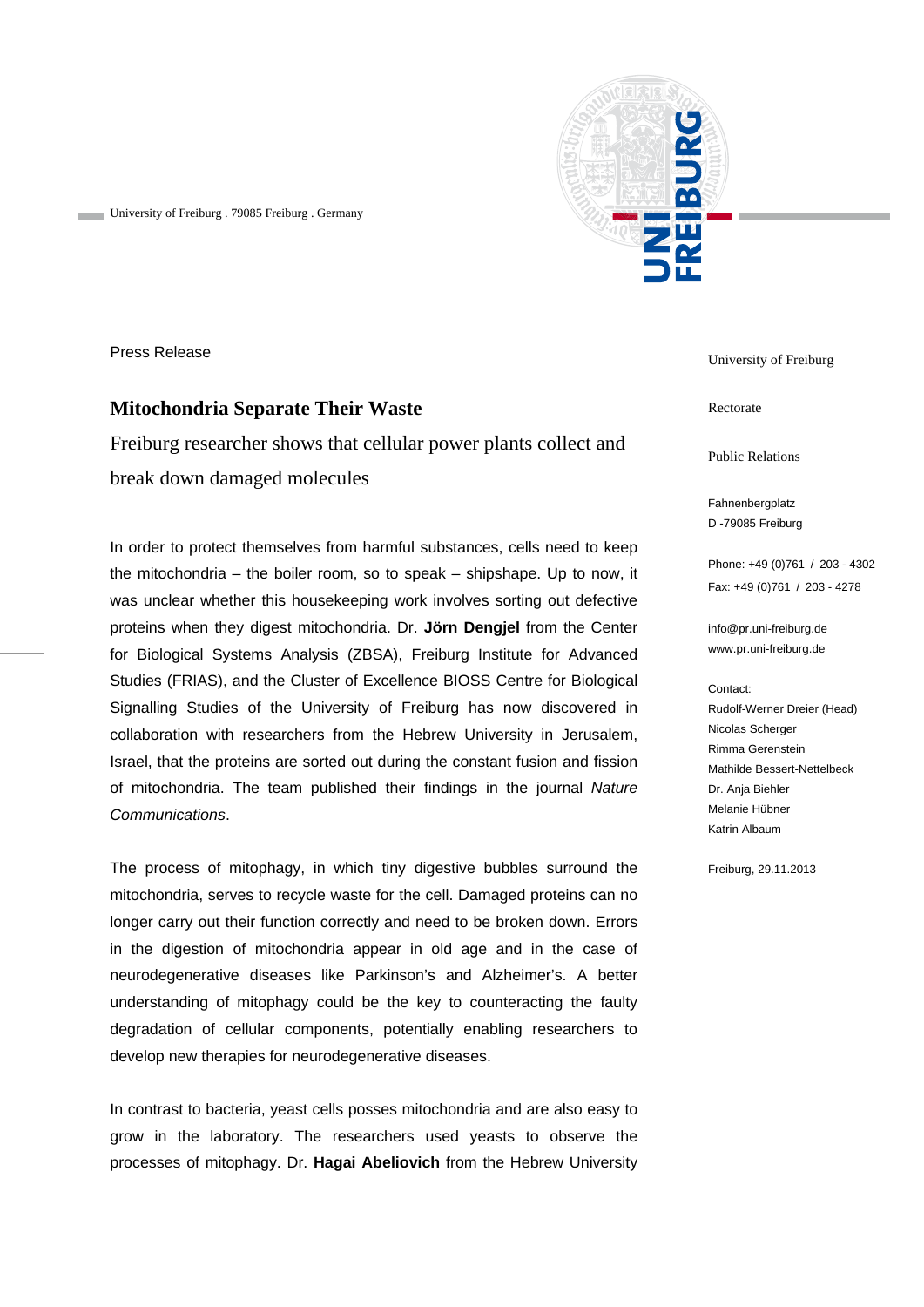University of Freiburg . 79085 Freiburg . Germany

Press Release

## Mitochondria Separate Their Waste

Freiburg researcher shows that cellular power plants collect and break down damaged molecules

In order to protect themselves from harmful substances, cells need to keep the mitochondria – the boiler room, so to speak – shipshape. Up to now, it was unclear whether this housekeeping work involves sorting out defective proteins when they digest mitochondria. Dr. **Jörn Dengjel** from the Center for Biological Systems Analysis (ZBSA), Freiburg Institute for Advanced Studies (FRIAS), and the Cluster of Excellence BIOSS Centre for Biological Signalling Studies of the University of Freiburg has now discovered in collaboration with researchers from the Hebrew University in Jerusalem, Israel, that the proteins are sorted out during the constant fusion and fission of mitochondria. The team published their findings in the journal *Nature Communications*.

The process of mitophagy, in which tiny digestive bubbles surround the mitochondria, serves to recycle waste for the cell. Damaged proteins can no longer carry out their function correctly and need to be broken down. Errors in the digestion of mitochondria appear in old age and in the case of neurodegenerative diseases like Parkinson's and Alzheimer's. A better understanding of mitophagy could be the key to counteracting the faulty degradation of cellular components, potentially enabling researchers to develop new therapies for neurodegenerative diseases.

In contrast to bacteria, yeast cells posses mitochondria and are also easy to grow in the laboratory. The researchers used yeasts to observe the processes of mitophagy. Dr. **Hagai Abeliovich** from the Hebrew University

University of Freiburg

Rectorate

Public Relations

Fahnenbergplatz
D -79085 Freiburg

Phone: +49 (0)761 / 203 - 4302
Fax: +49 (0)761 / 203 - 4278

info@pr.uni-freiburg.de
www.pr.uni-freiburg.de

Contact:
Rudolf-Werner Dreier (Head)
Nicolas Scherger
Rimma Gerenstein
Mathilde Bessert-Nettelbeck
Dr. Anja Biehler
Melanie Hübner
Katrin Albaum

Freiburg, 29.11.2013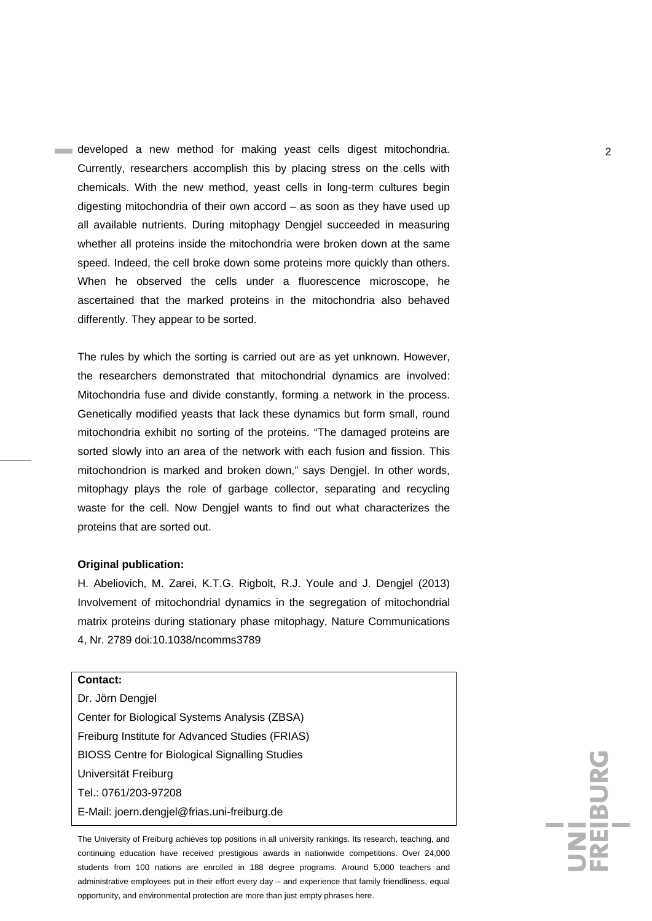developed a new method for making yeast cells digest mitochondria. Currently, researchers accomplish this by placing stress on the cells with chemicals. With the new method, yeast cells in long-term cultures begin digesting mitochondria of their own accord – as soon as they have used up all available nutrients. During mitophagy Dengjel succeeded in measuring whether all proteins inside the mitochondria were broken down at the same speed. Indeed, the cell broke down some proteins more quickly than others. When he observed the cells under a fluorescence microscope, he ascertained that the marked proteins in the mitochondria also behaved differently. They appear to be sorted.

The rules by which the sorting is carried out are as yet unknown. However, the researchers demonstrated that mitochondrial dynamics are involved: Mitochondria fuse and divide constantly, forming a network in the process. Genetically modified yeasts that lack these dynamics but form small, round mitochondria exhibit no sorting of the proteins. "The damaged proteins are sorted slowly into an area of the network with each fusion and fission. This mitochondrion is marked and broken down," says Dengjel. In other words, mitophagy plays the role of garbage collector, separating and recycling waste for the cell. Now Dengjel wants to find out what characterizes the proteins that are sorted out.

**Original publication:**

H. Abeliovich, M. Zarei, K.T.G. Rigbolt, R.J. Youle and J. Dengjel (2013) Involvement of mitochondrial dynamics in the segregation of mitochondrial matrix proteins during stationary phase mitophagy, Nature Communications 4, Nr. 2789 doi:10.1038/ncomms3789

**Contact:**

Dr. Jörn Dengjel
Center for Biological Systems Analysis (ZBSA)
Freiburg Institute for Advanced Studies (FRIAS)
BIOSS Centre for Biological Signalling Studies
Universität Freiburg
Tel.: 0761/203-97208
E-Mail: joern.dengjel@frias.uni-freiburg.de

The University of Freiburg achieves top positions in all university rankings. Its research, teaching, and continuing education have received prestigious awards in nationwide competitions. Over 24,000 students from 100 nations are enrolled in 188 degree programs. Around 5,000 teachers and administrative employees put in their effort every day – and experience that family friendliness, equal opportunity, and environmental protection are more than just empty phrases here.

UNI FREIBURG